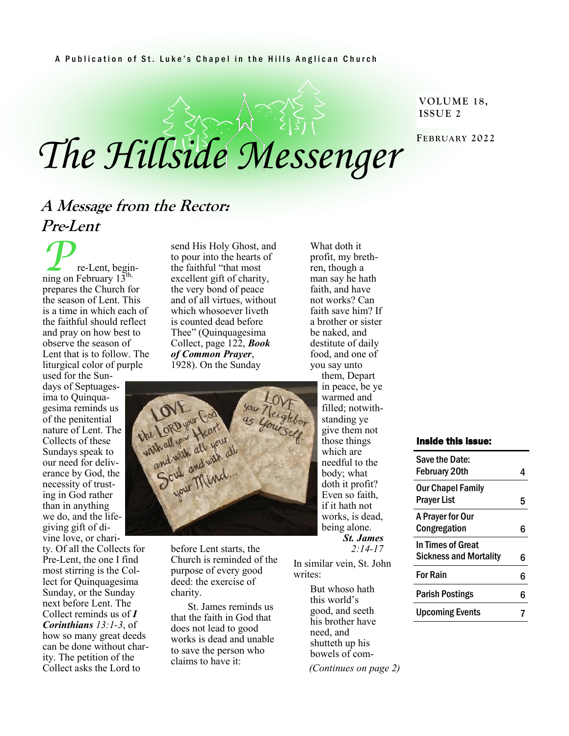A Publication of St. Luke's Chapel in the Hills Anglican Church

# The Hillside Messenger

VOLUME 18, ISSUE 2

FEBRUARY 2022

## A Message from the Rector: Pre-Lent

Pre-Lent, beginning on February 13th, prepares the Church for the season of Lent. This is a time in which each of the faithful should reflect and pray on how best to observe the season of Lent that is to follow. The liturgical color of purple used for the Sundays of Septuagesima to Quinquagesima reminds us of the penitential nature of Lent. The Collects of these Sundays speak to our need for deliverance by God, the necessity of trusting in God rather than in anything we do, and the life-giving gift of divine love, or charity. Of all the Collects for Pre-Lent, the one I find most stirring is the Collect for Quinquagesima Sunday, or the Sunday next before Lent. The Collect reminds us of ***I Corinthians*** *13:1-3*, of how so many great deeds can be done without charity. The petition of the Collect asks the Lord to send His Holy Ghost, and to pour into the hearts of the faithful "that most excellent gift of charity, the very bond of peace and of all virtues, without which whosoever liveth is counted dead before Thee" (Quinquagesima Collect, page 122, ***Book of Common Prayer***, 1928). On the Sunday before Lent starts, the Church is reminded of the purpose of every good deed: the exercise of charity.

St. James reminds us that the faith in God that does not lead to good works is dead and unable to save the person who claims to have it:

> What doth it profit, my brethren, though a man say he hath faith, and have not works? Can faith save him? If a brother or sister be naked, and destitute of daily food, and one of you say unto them, Depart in peace, be ye warmed and filled; notwithstanding ye give them not those things which are needful to the body; what doth it profit? Even so faith, if it hath not works, is dead, being alone.
>
> ***St. James*** *2:14-17*

In similar vein, St. John writes:

> But whoso hath this world's good, and seeth his brother have need, and shutteth up his bowels of com-

*(Continues on page 2)*

**Inside this issue:**

| | |
|---|---|
| Save the Date: February 20th | 4 |
| Our Chapel Family Prayer List | 5 |
| A Prayer for Our Congregation | 6 |
| In Times of Great Sickness and Mortality | 6 |
| For Rain | 6 |
| Parish Postings | 6 |
| Upcoming Events | 7 |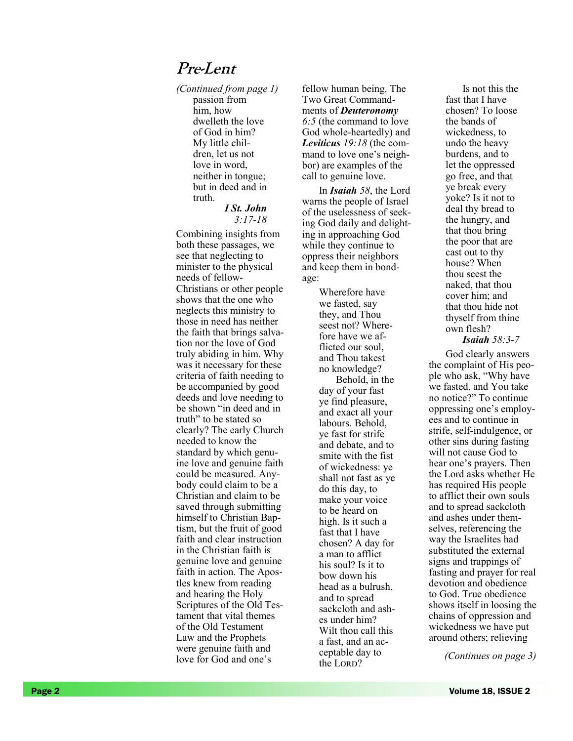# Pre-Lent

*(Continued from page 1)*

> passion from him, how dwelleth the love of God in him? My little children, let us not love in word, neither in tongue; but in deed and in truth.
>
> ***I St. John** 3:17-18*

Combining insights from both these passages, we see that neglecting to minister to the physical needs of fellow-Christians or other people shows that the one who neglects this ministry to those in need has neither the faith that brings salvation nor the love of God truly abiding in him. Why was it necessary for these criteria of faith needing to be accompanied by good deeds and love needing to be shown "in deed and in truth" to be stated so clearly? The early Church needed to know the standard by which genuine love and genuine faith could be measured. Anybody could claim to be a Christian and claim to be saved through submitting himself to Christian Baptism, but the fruit of good faith and clear instruction in the Christian faith is genuine love and genuine faith in action. The Apostles knew from reading and hearing the Holy Scriptures of the Old Testament that vital themes of the Old Testament Law and the Prophets were genuine faith and love for God and one's fellow human being. The Two Great Commandments of ***Deuteronomy** 6:5* (the command to love God whole-heartedly) and ***Leviticus** 19:18* (the command to love one's neighbor) are examples of the call to genuine love.

In ***Isaiah** 58*, the Lord warns the people of Israel of the uselessness of seeking God daily and delighting in approaching God while they continue to oppress their neighbors and keep them in bondage:

> Wherefore have we fasted, say they, and Thou seest not? Wherefore have we afflicted our soul, and Thou takest no knowledge?
>
> Behold, in the day of your fast ye find pleasure, and exact all your labours. Behold, ye fast for strife and debate, and to smite with the fist of wickedness: ye shall not fast as ye do this day, to make your voice to be heard on high. Is it such a fast that I have chosen? A day for a man to afflict his soul? Is it to bow down his head as a bulrush, and to spread sackcloth and ashes under him? Wilt thou call this a fast, and an acceptable day to the LORD?
>
> Is not this the fast that I have chosen? To loose the bands of wickedness, to undo the heavy burdens, and to let the oppressed go free, and that ye break every yoke? Is it not to deal thy bread to the hungry, and that thou bring the poor that are cast out to thy house? When thou seest the naked, that thou cover him; and that thou hide not thyself from thine own flesh?
>
> ***Isaiah** 58:3-7*

God clearly answers the complaint of His people who ask, "Why have we fasted, and You take no notice?" To continue oppressing one's employees and to continue in strife, self-indulgence, or other sins during fasting will not cause God to hear one's prayers. Then the Lord asks whether He has required His people to afflict their own souls and to spread sackcloth and ashes under themselves, referencing the way the Israelites had substituted the external signs and trappings of fasting and prayer for real devotion and obedience to God. True obedience shows itself in loosing the chains of oppression and wickedness we have put around others; relieving

*(Continues on page 3)*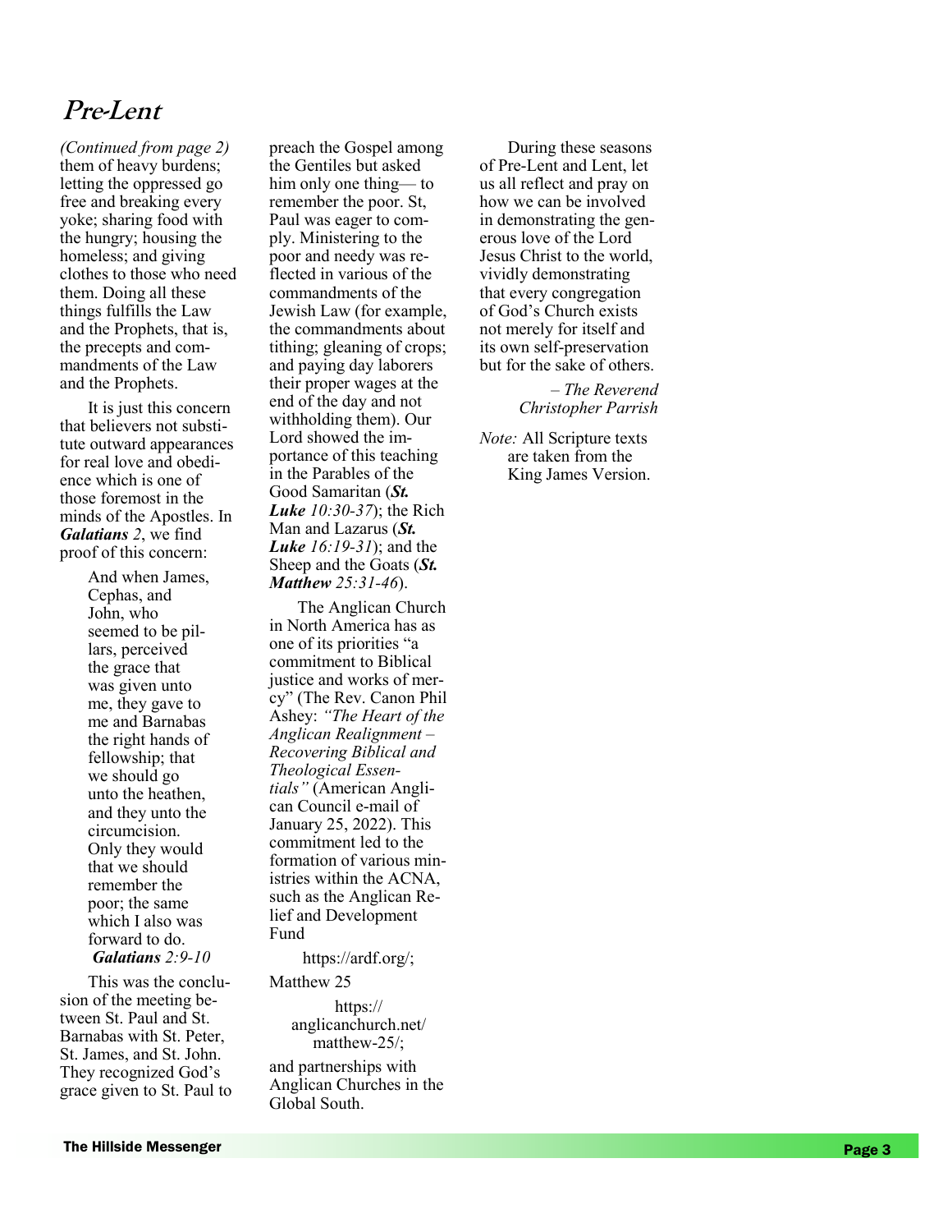# Pre-Lent

*(Continued from page 2)* them of heavy burdens; letting the oppressed go free and breaking every yoke; sharing food with the hungry; housing the homeless; and giving clothes to those who need them. Doing all these things fulfills the Law and the Prophets, that is, the precepts and commandments of the Law and the Prophets.

It is just this concern that believers not substitute outward appearances for real love and obedience which is one of those foremost in the minds of the Apostles. In ***Galatians*** *2*, we find proof of this concern:

> And when James, Cephas, and John, who seemed to be pillars, perceived the grace that was given unto me, they gave to me and Barnabas the right hands of fellowship; that we should go unto the heathen, and they unto the circumcision. Only they would that we should remember the poor; the same which I also was forward to do.
> ***Galatians*** *2:9-10*

This was the conclusion of the meeting between St. Paul and St. Barnabas with St. Peter, St. James, and St. John. They recognized God's grace given to St. Paul to preach the Gospel among the Gentiles but asked him only one thing— to remember the poor. St, Paul was eager to comply. Ministering to the poor and needy was reflected in various of the commandments of the Jewish Law (for example, the commandments about tithing; gleaning of crops; and paying day laborers their proper wages at the end of the day and not withholding them). Our Lord showed the importance of this teaching in the Parables of the Good Samaritan (***St. Luke*** *10:30-37*); the Rich Man and Lazarus (***St. Luke*** *16:19-31*); and the Sheep and the Goats (***St. Matthew*** *25:31-46*).

The Anglican Church in North America has as one of its priorities "a commitment to Biblical justice and works of mercy" (The Rev. Canon Phil Ashey: *"The Heart of the Anglican Realignment – Recovering Biblical and Theological Essentials"* (American Anglican Council e-mail of January 25, 2022). This commitment led to the formation of various ministries within the ACNA, such as the Anglican Relief and Development Fund

https://ardf.org/;

Matthew 25

https://anglicanchurch.net/matthew-25/;

and partnerships with Anglican Churches in the Global South.

During these seasons of Pre-Lent and Lent, let us all reflect and pray on how we can be involved in demonstrating the generous love of the Lord Jesus Christ to the world, vividly demonstrating that every congregation of God's Church exists not merely for itself and its own self-preservation but for the sake of others.

*– The Reverend Christopher Parrish*

*Note:* All Scripture texts are taken from the King James Version.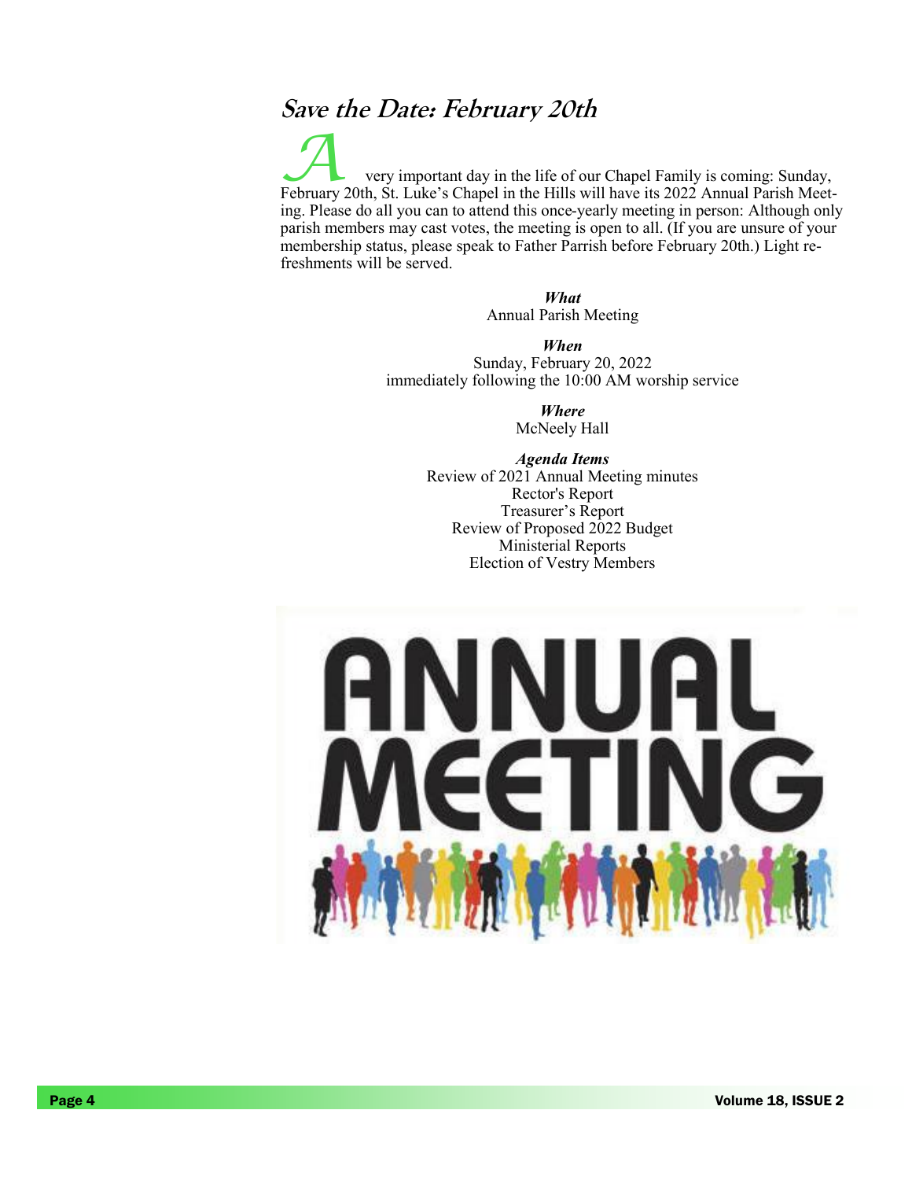## Save the Date: February 20th

A very important day in the life of our Chapel Family is coming: Sunday, February 20th, St. Luke's Chapel in the Hills will have its 2022 Annual Parish Meeting. Please do all you can to attend this once-yearly meeting in person: Although only parish members may cast votes, the meeting is open to all. (If you are unsure of your membership status, please speak to Father Parrish before February 20th.) Light refreshments will be served.

***What***
Annual Parish Meeting

***When***
Sunday, February 20, 2022
immediately following the 10:00 AM worship service

***Where***
McNeely Hall

***Agenda Items***
Review of 2021 Annual Meeting minutes
Rector's Report
Treasurer's Report
Review of Proposed 2022 Budget
Ministerial Reports
Election of Vestry Members

ANNUAL MEETING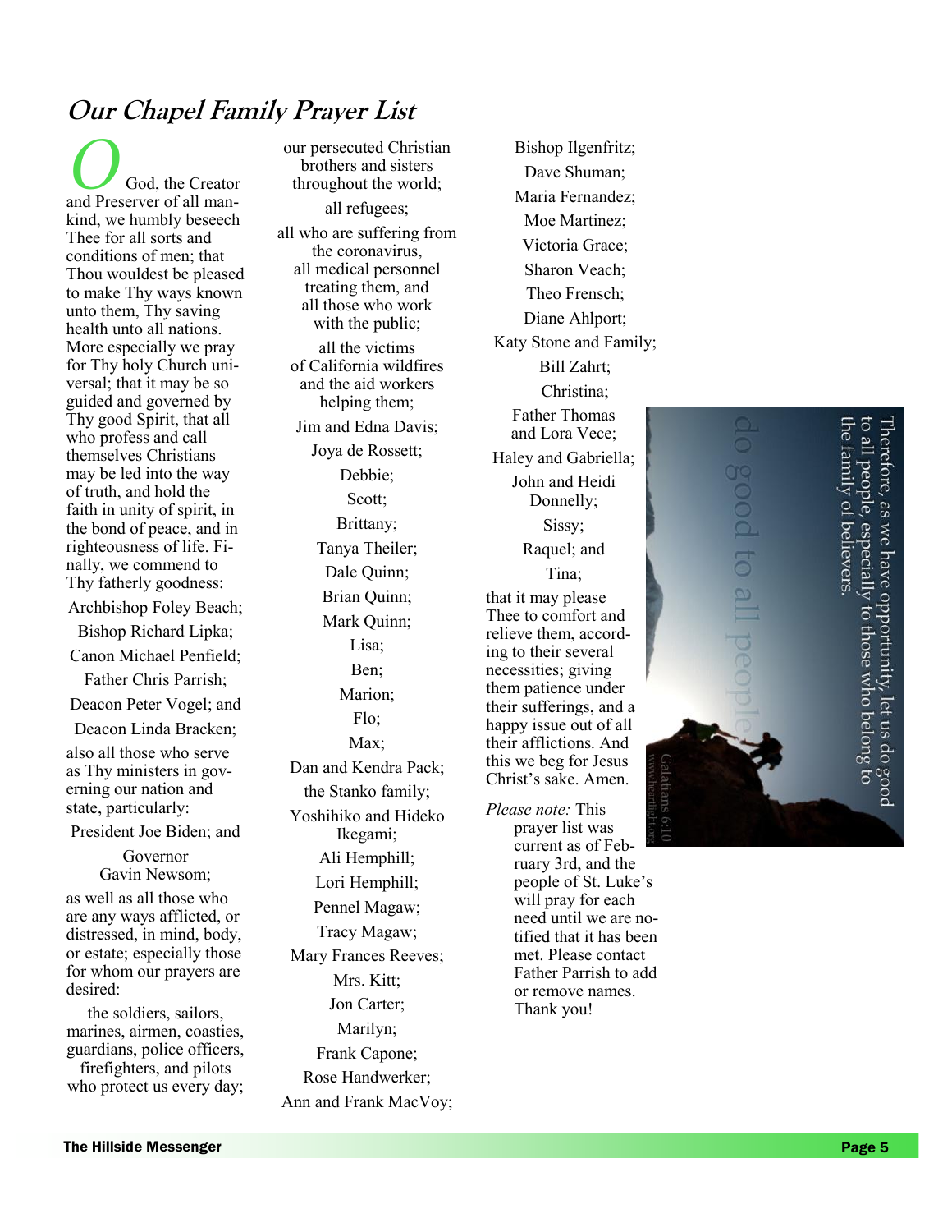## Our Chapel Family Prayer List

O God, the Creator and Preserver of all mankind, we humbly beseech Thee for all sorts and conditions of men; that Thou wouldest be pleased to make Thy ways known unto them, Thy saving health unto all nations. More especially we pray for Thy holy Church universal; that it may be so guided and governed by Thy good Spirit, that all who profess and call themselves Christians may be led into the way of truth, and hold the faith in unity of spirit, in the bond of peace, and in righteousness of life. Finally, we commend to Thy fatherly goodness:

Archbishop Foley Beach;
Bishop Richard Lipka;
Canon Michael Penfield;
Father Chris Parrish;
Deacon Peter Vogel; and
Deacon Linda Bracken;

also all those who serve as Thy ministers in governing our nation and state, particularly:

President Joe Biden; and
Governor Gavin Newsom;

as well as all those who are any ways afflicted, or distressed, in mind, body, or estate; especially those for whom our prayers are desired:

the soldiers, sailors, marines, airmen, coasties, guardians, police officers, firefighters, and pilots who protect us every day;

our persecuted Christian brothers and sisters throughout the world;

all refugees;

all who are suffering from the coronavirus, all medical personnel treating them, and all those who work with the public;

all the victims of California wildfires and the aid workers helping them;

Jim and Edna Davis;
Joya de Rossett;
Debbie;
Scott;
Brittany;
Tanya Theiler;
Dale Quinn;
Brian Quinn;
Mark Quinn;
Lisa;
Ben;
Marion;
Flo;
Max;
Dan and Kendra Pack;
the Stanko family;
Yoshihiko and Hideko Ikegami;
Ali Hemphill;
Lori Hemphill;
Pennel Magaw;
Tracy Magaw;
Mary Frances Reeves;
Mrs. Kitt;
Jon Carter;
Marilyn;
Frank Capone;
Rose Handwerker;
Ann and Frank MacVoy;
Bishop Ilgenfritz;
Dave Shuman;
Maria Fernandez;
Moe Martinez;
Victoria Grace;
Sharon Veach;
Theo Frensch;
Diane Ahlport;
Katy Stone and Family;
Bill Zahrt;
Christina;
Father Thomas and Lora Vece;
Haley and Gabriella;
John and Heidi Donnelly;
Sissy;
Raquel; and
Tina;

that it may please Thee to comfort and relieve them, according to their several necessities; giving them patience under their sufferings, and a happy issue out of all their afflictions. And this we beg for Jesus Christ's sake. Amen.

*Please note:* This prayer list was current as of February 3rd, and the people of St. Luke's will pray for each need until we are notified that it has been met. Please contact Father Parrish to add or remove names. Thank you!

Therefore, as we have opportunity, let us do good to all people, especially to those who belong to the family of believers.

do good to all people

Galatians 6:10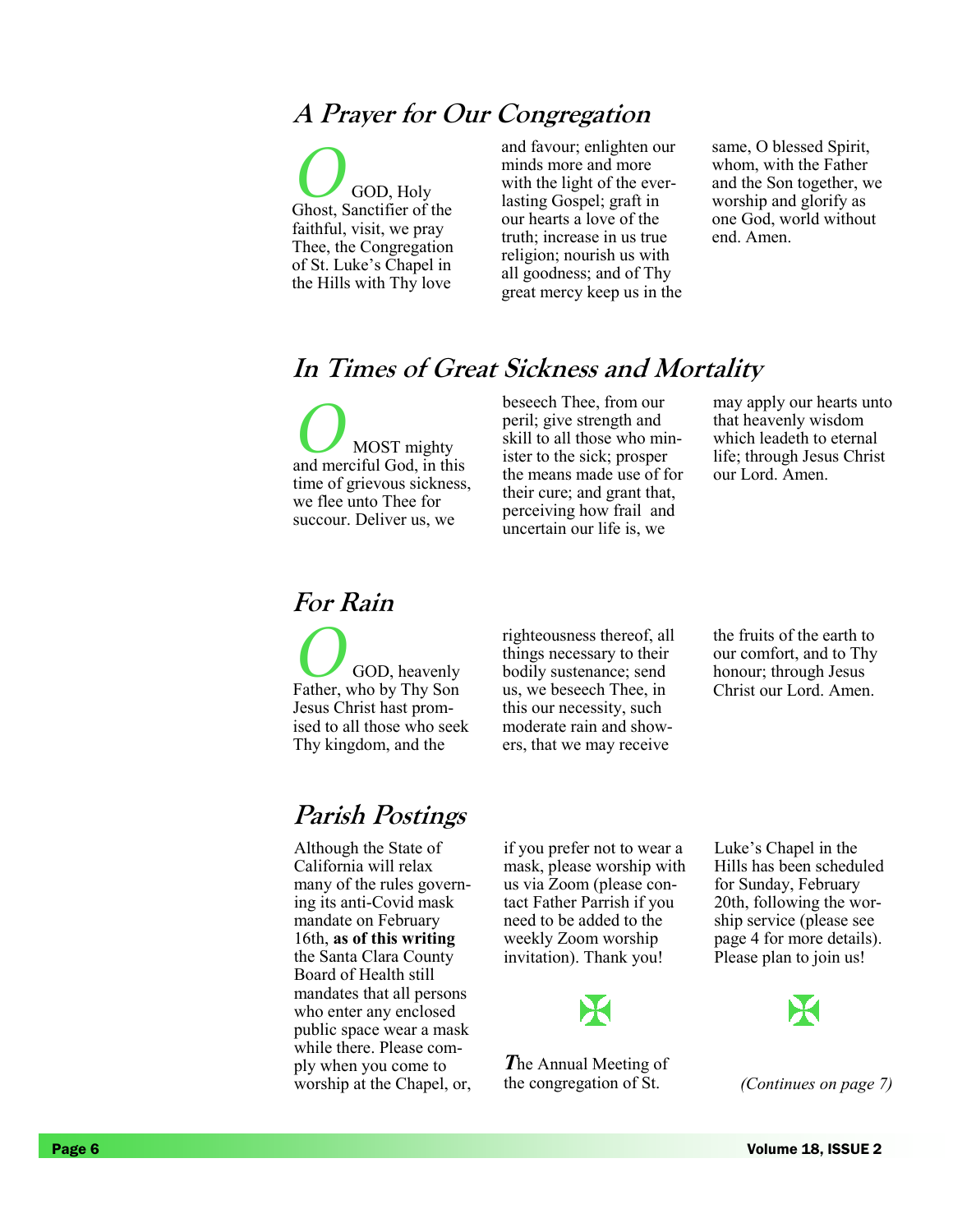## *A Prayer for Our Congregation*

O GOD, Holy Ghost, Sanctifier of the faithful, visit, we pray Thee, the Congregation of St. Luke's Chapel in the Hills with Thy love and favour; enlighten our minds more and more with the light of the everlasting Gospel; graft in our hearts a love of the truth; increase in us true religion; nourish us with all goodness; and of Thy great mercy keep us in the same, O blessed Spirit, whom, with the Father and the Son together, we worship and glorify as one God, world without end. Amen.

## *In Times of Great Sickness and Mortality*

O MOST mighty and merciful God, in this time of grievous sickness, we flee unto Thee for succour. Deliver us, we beseech Thee, from our peril; give strength and skill to all those who minister to the sick; prosper the means made use of for their cure; and grant that, perceiving how frail and uncertain our life is, we may apply our hearts unto that heavenly wisdom which leadeth to eternal life; through Jesus Christ our Lord. Amen.

## *For Rain*

O GOD, heavenly Father, who by Thy Son Jesus Christ hast promised to all those who seek Thy kingdom, and the righteousness thereof, all things necessary to their bodily sustenance; send us, we beseech Thee, in this our necessity, such moderate rain and showers, that we may receive the fruits of the earth to our comfort, and to Thy honour; through Jesus Christ our Lord. Amen.

## *Parish Postings*

Although the State of California will relax many of the rules governing its anti-Covid mask mandate on February 16th, **as of this writing** the Santa Clara County Board of Health still mandates that all persons who enter any enclosed public space wear a mask while there. Please comply when you come to worship at the Chapel, or, if you prefer not to wear a mask, please worship with us via Zoom (please contact Father Parrish if you need to be added to the weekly Zoom worship invitation). Thank you!

✠

The Annual Meeting of the congregation of St. Luke's Chapel in the Hills has been scheduled for Sunday, February 20th, following the worship service (please see page 4 for more details). Please plan to join us!

✠

*(Continues on page 7)*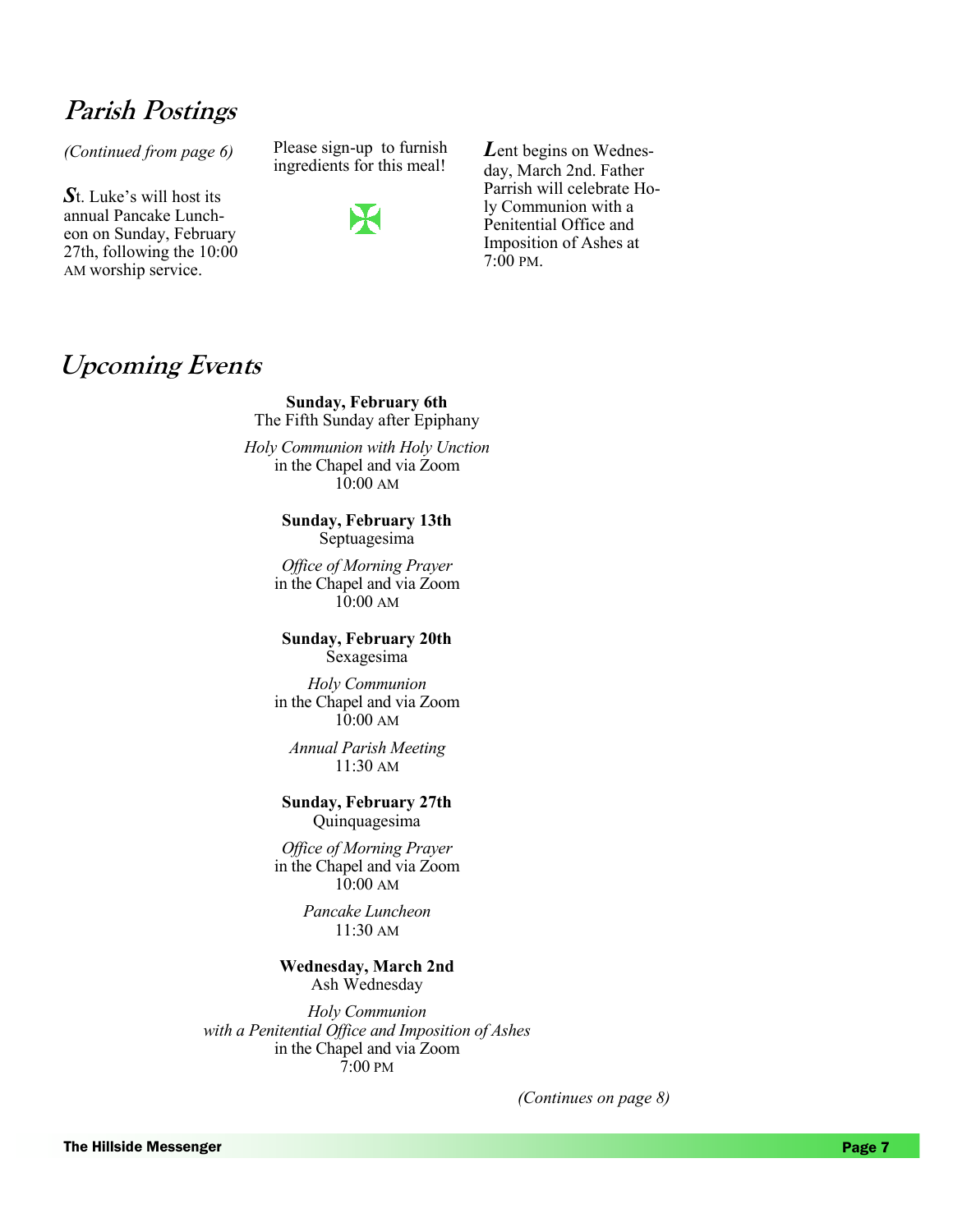## Parish Postings

*(Continued from page 6)*

**S**t. Luke's will host its annual Pancake Luncheon on Sunday, February 27th, following the 10:00 AM worship service.

Please sign-up to furnish ingredients for this meal!

**L**ent begins on Wednesday, March 2nd. Father Parrish will celebrate Holy Communion with a Penitential Office and Imposition of Ashes at 7:00 PM.

## Upcoming Events

**Sunday, February 6th**
The Fifth Sunday after Epiphany

*Holy Communion with Holy Unction*
in the Chapel and via Zoom
10:00 AM

**Sunday, February 13th**
Septuagesima

*Office of Morning Prayer*
in the Chapel and via Zoom
10:00 AM

**Sunday, February 20th**
Sexagesima

*Holy Communion*
in the Chapel and via Zoom
10:00 AM

*Annual Parish Meeting*
11:30 AM

**Sunday, February 27th**
Quinquagesima

*Office of Morning Prayer*
in the Chapel and via Zoom
10:00 AM

*Pancake Luncheon*
11:30 AM

**Wednesday, March 2nd**
Ash Wednesday

*Holy Communion*
*with a Penitential Office and Imposition of Ashes*
in the Chapel and via Zoom
7:00 PM

*(Continues on page 8)*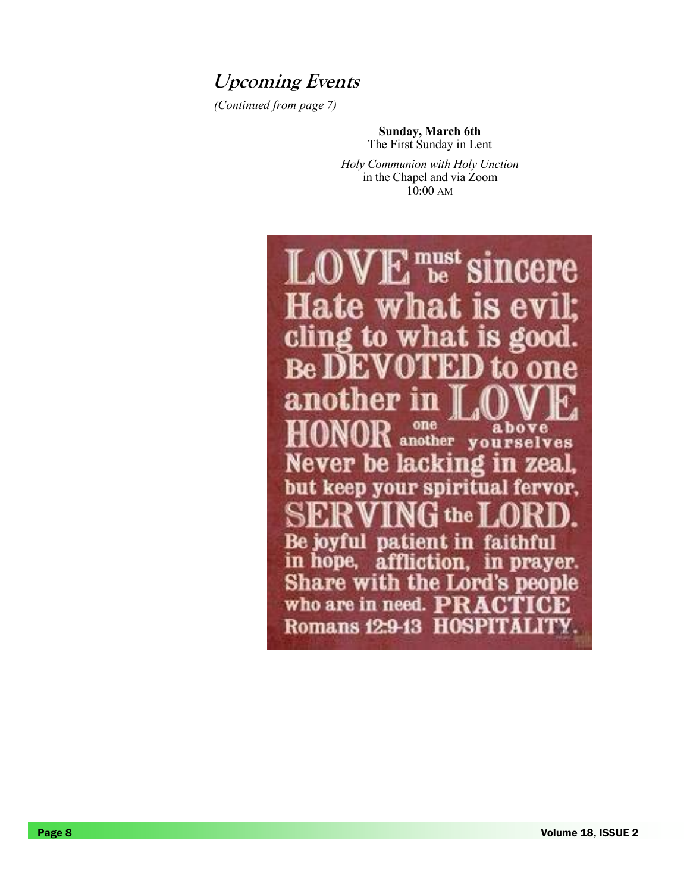## *Upcoming Events*

*(Continued from page 7)*

**Sunday, March 6th**
The First Sunday in Lent

*Holy Communion with Holy Unction*
in the Chapel and via Zoom
10:00 AM

LOVE must be sincere
Hate what is evil;
cling to what is good.
Be DEVOTED to one
another in LOVE
HONOR one another above yourselves
Never be lacking in zeal,
but keep your spiritual fervor,
SERVING the LORD.
Be joyful in hope, patient in affliction, faithful in prayer.
Share with the Lord's people
who are in need. PRACTICE
HOSPITALITY.
Romans 12:9-13